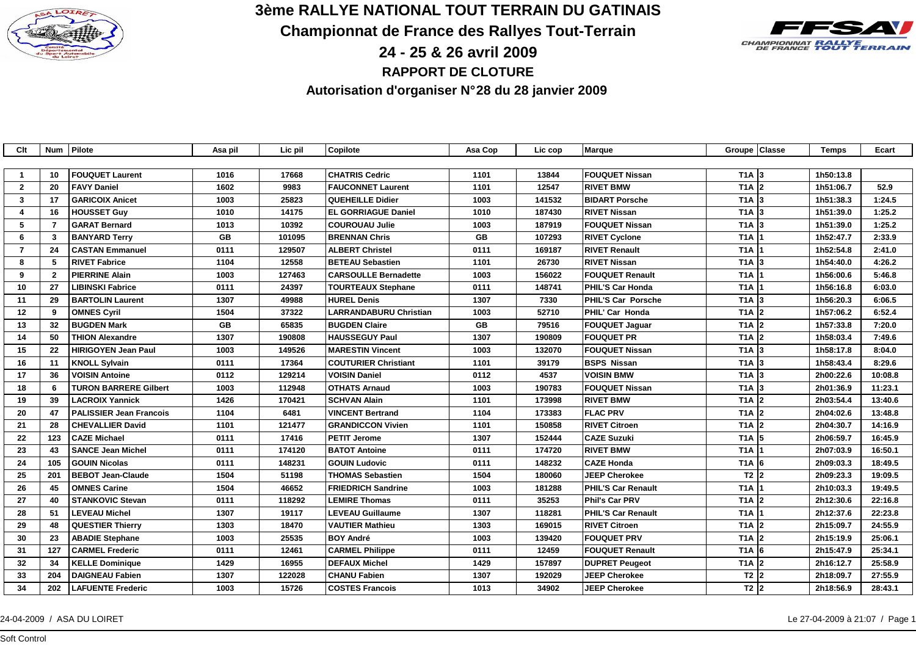# 3ème RALLYE NATIONAL TOUT TERRAIN DU GATINAIS

## Championnat de France des Rallyes Tout-Terrain

## 24 - 25 & 26 avril 2009

## RAPPORT DE CLOTURE

## Autorisation d'organiser N°28 du 28 janvier 2009

| Clt | Num | Pilote | Asa pil | Lic pil | Copilote | Asa Cop | Lic cop | Marque | Groupe | Classe | Temps | Ecart |
|---|---|---|---|---|---|---|---|---|---|---|---|---|
| 1 | 10 | FOUQUET Laurent | 1016 | 17668 | CHATRIS Cedric | 1101 | 13844 | FOUQUET Nissan | T1A | 3 | 1h50:13.8 | |
| 2 | 20 | FAVY Daniel | 1602 | 9983 | FAUCONNET Laurent | 1101 | 12547 | RIVET BMW | T1A | 2 | 1h51:06.7 | 52.9 |
| 3 | 17 | GARICOIX Anicet | 1003 | 25823 | QUEHEILLE Didier | 1003 | 141532 | BIDART Porsche | T1A | 3 | 1h51:38.3 | 1:24.5 |
| 4 | 16 | HOUSSET Guy | 1010 | 14175 | EL GORRIAGUE Daniel | 1010 | 187430 | RIVET Nissan | T1A | 3 | 1h51:39.0 | 1:25.2 |
| 5 | 7 | GARAT Bernard | 1013 | 10392 | COUROUAU Julie | 1003 | 187919 | FOUQUET Nissan | T1A | 3 | 1h51:39.0 | 1:25.2 |
| 6 | 3 | BANYARD Terry | GB | 101095 | BRENNAN Chris | GB | 107293 | RIVET Cyclone | T1A | 1 | 1h52:47.7 | 2:33.9 |
| 7 | 24 | CASTAN Emmanuel | 0111 | 129507 | ALBERT Christel | 0111 | 169187 | RIVET Renault | T1A | 1 | 1h52:54.8 | 2:41.0 |
| 8 | 5 | RIVET Fabrice | 1104 | 12558 | BETEAU Sebastien | 1101 | 26730 | RIVET Nissan | T1A | 3 | 1h54:40.0 | 4:26.2 |
| 9 | 2 | PIERRINE Alain | 1003 | 127463 | CARSOULLE Bernadette | 1003 | 156022 | FOUQUET Renault | T1A | 1 | 1h56:00.6 | 5:46.8 |
| 10 | 27 | LIBINSKI Fabrice | 0111 | 24397 | TOURTEAUX Stephane | 0111 | 148741 | PHIL'S Car Honda | T1A | 1 | 1h56:16.8 | 6:03.0 |
| 11 | 29 | BARTOLIN Laurent | 1307 | 49988 | HUREL Denis | 1307 | 7330 | PHIL'S Car Porsche | T1A | 3 | 1h56:20.3 | 6:06.5 |
| 12 | 9 | OMNES Cyril | 1504 | 37322 | LARRANDABURU Christian | 1003 | 52710 | PHIL' Car Honda | T1A | 2 | 1h57:06.2 | 6:52.4 |
| 13 | 32 | BUGDEN Mark | GB | 65835 | BUGDEN Claire | GB | 79516 | FOUQUET Jaguar | T1A | 2 | 1h57:33.8 | 7:20.0 |
| 14 | 50 | THION Alexandre | 1307 | 190808 | HAUSSEGUY Paul | 1307 | 190809 | FOUQUET PR | T1A | 2 | 1h58:03.4 | 7:49.6 |
| 15 | 22 | HIRIGOYEN Jean Paul | 1003 | 149526 | MARESTIN Vincent | 1003 | 132070 | FOUQUET Nissan | T1A | 3 | 1h58:17.8 | 8:04.0 |
| 16 | 11 | KNOLL Sylvain | 0111 | 17364 | COUTURIER Christiant | 1101 | 39179 | BSPS Nissan | T1A | 3 | 1h58:43.4 | 8:29.6 |
| 17 | 36 | VOISIN Antoine | 0112 | 129214 | VOISIN Daniel | 0112 | 4537 | VOISIN BMW | T1A | 3 | 2h00:22.6 | 10:08.8 |
| 18 | 6 | TURON BARRERE Gilbert | 1003 | 112948 | OTHATS Arnaud | 1003 | 190783 | FOUQUET Nissan | T1A | 3 | 2h01:36.9 | 11:23.1 |
| 19 | 39 | LACROIX Yannick | 1426 | 170421 | SCHVAN Alain | 1101 | 173998 | RIVET BMW | T1A | 2 | 2h03:54.4 | 13:40.6 |
| 20 | 47 | PALISSIER Jean Francois | 1104 | 6481 | VINCENT Bertrand | 1104 | 173383 | FLAC PRV | T1A | 2 | 2h04:02.6 | 13:48.8 |
| 21 | 28 | CHEVALLIER David | 1101 | 121477 | GRANDICCON Vivien | 1101 | 150858 | RIVET Citroen | T1A | 2 | 2h04:30.7 | 14:16.9 |
| 22 | 123 | CAZE Michael | 0111 | 17416 | PETIT Jerome | 1307 | 152444 | CAZE Suzuki | T1A | 5 | 2h06:59.7 | 16:45.9 |
| 23 | 43 | SANCE Jean Michel | 0111 | 174120 | BATOT Antoine | 0111 | 174720 | RIVET BMW | T1A | 1 | 2h07:03.9 | 16:50.1 |
| 24 | 105 | GOUIN Nicolas | 0111 | 148231 | GOUIN Ludovic | 0111 | 148232 | CAZE Honda | T1A | 6 | 2h09:03.3 | 18:49.5 |
| 25 | 201 | BEBOT Jean-Claude | 1504 | 51198 | THOMAS Sebastien | 1504 | 180060 | JEEP Cherokee | T2 | 2 | 2h09:23.3 | 19:09.5 |
| 26 | 45 | OMNES Carine | 1504 | 46652 | FRIEDRICH Sandrine | 1003 | 181288 | PHIL'S Car Renault | T1A | 1 | 2h10:03.3 | 19:49.5 |
| 27 | 40 | STANKOVIC Stevan | 0111 | 118292 | LEMIRE Thomas | 0111 | 35253 | Phil's Car PRV | T1A | 2 | 2h12:30.6 | 22:16.8 |
| 28 | 51 | LEVEAU Michel | 1307 | 19117 | LEVEAU Guillaume | 1307 | 118281 | PHIL'S Car Renault | T1A | 1 | 2h12:37.6 | 22:23.8 |
| 29 | 48 | QUESTIER Thierry | 1303 | 18470 | VAUTIER Mathieu | 1303 | 169015 | RIVET Citroen | T1A | 2 | 2h15:09.7 | 24:55.9 |
| 30 | 23 | ABADIE Stephane | 1003 | 25535 | BOY André | 1003 | 139420 | FOUQUET PRV | T1A | 2 | 2h15:19.9 | 25:06.1 |
| 31 | 127 | CARMEL Frederic | 0111 | 12461 | CARMEL Philippe | 0111 | 12459 | FOUQUET Renault | T1A | 6 | 2h15:47.9 | 25:34.1 |
| 32 | 34 | KELLE Dominique | 1429 | 16955 | DEFAUX Michel | 1429 | 157897 | DUPRET Peugeot | T1A | 2 | 2h16:12.7 | 25:58.9 |
| 33 | 204 | DAIGNEAU Fabien | 1307 | 122028 | CHANU Fabien | 1307 | 192029 | JEEP Cherokee | T2 | 2 | 2h18:09.7 | 27:55.9 |
| 34 | 202 | LAFUENTE Frederic | 1003 | 15726 | COSTES Francois | 1013 | 34902 | JEEP Cherokee | T2 | 2 | 2h18:56.9 | 28:43.1 |

24-04-2009 / ASA DU LOIRET

Le 27-04-2009 à 21:07

Soft Control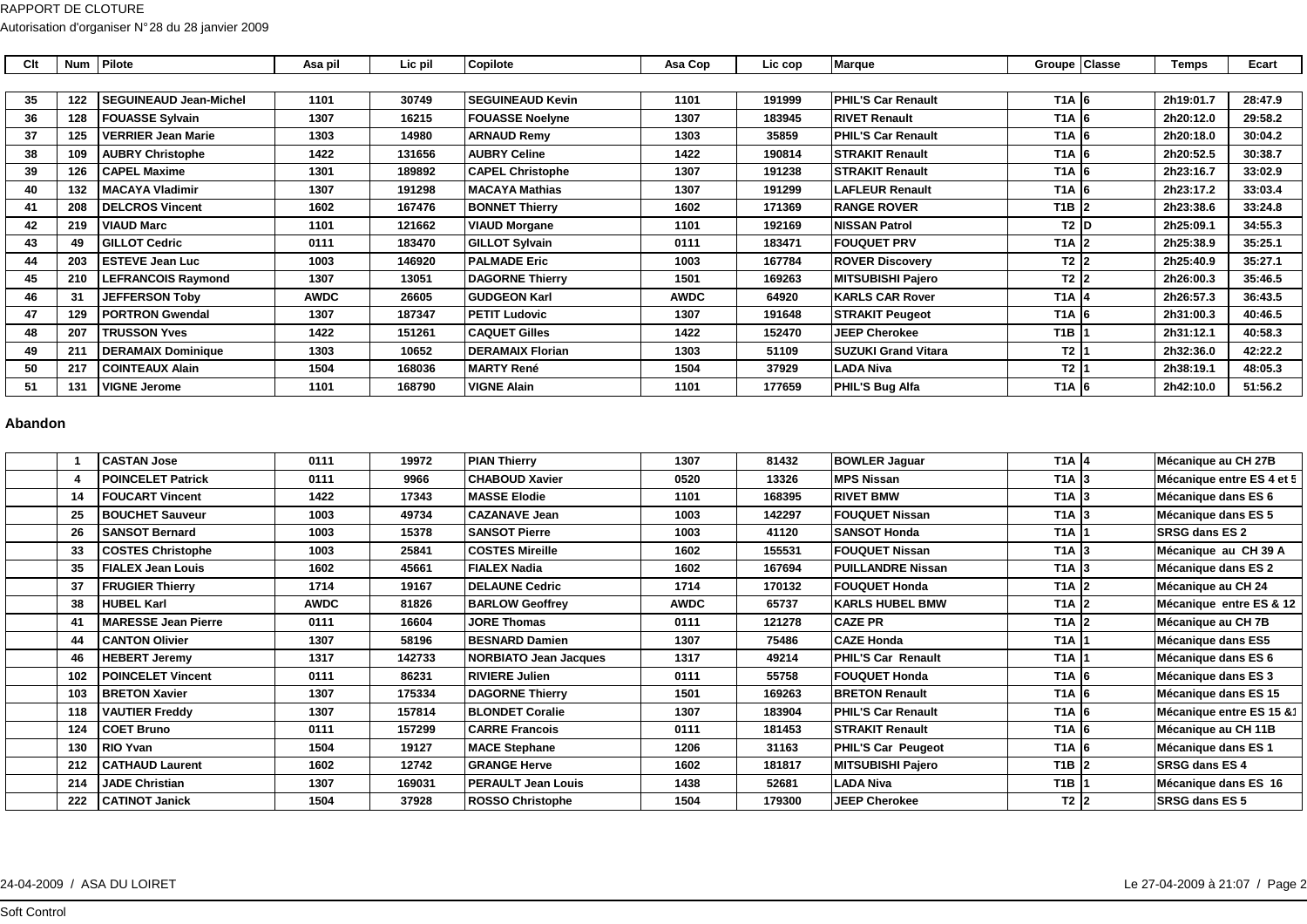RAPPORT DE CLOTURE

Autorisation d'organiser N° 28 du 28 janvier 2009

| Clt | Num | Pilote | Asa pil | Lic pil | Copilote | Asa Cop | Lic cop | Marque | Groupe | Classe | Temps | Ecart |
|---|---|---|---|---|---|---|---|---|---|---|---|---|
| 35 | 122 | SEGUINEAUD Jean-Michel | 1101 | 30749 | SEGUINEAUD Kevin | 1101 | 191999 | PHIL'S Car Renault | T1A | 6 | 2h19:01.7 | 28:47.9 |
| 36 | 128 | FOUASSE Sylvain | 1307 | 16215 | FOUASSE Noelyne | 1307 | 183945 | RIVET Renault | T1A | 6 | 2h20:12.0 | 29:58.2 |
| 37 | 125 | VERRIER Jean Marie | 1303 | 14980 | ARNAUD Remy | 1303 | 35859 | PHIL'S Car Renault | T1A | 6 | 2h20:18.0 | 30:04.2 |
| 38 | 109 | AUBRY Christophe | 1422 | 131656 | AUBRY Celine | 1422 | 190814 | STRAKIT Renault | T1A | 6 | 2h20:52.5 | 30:38.7 |
| 39 | 126 | CAPEL Maxime | 1301 | 189892 | CAPEL Christophe | 1307 | 191238 | STRAKIT Renault | T1A | 6 | 2h23:16.7 | 33:02.9 |
| 40 | 132 | MACAYA Vladimir | 1307 | 191298 | MACAYA Mathias | 1307 | 191299 | LAFLEUR Renault | T1A | 6 | 2h23:17.2 | 33:03.4 |
| 41 | 208 | DELCROS Vincent | 1602 | 167476 | BONNET Thierry | 1602 | 171369 | RANGE ROVER | T1B | 2 | 2h23:38.6 | 33:24.8 |
| 42 | 219 | VIAUD Marc | 1101 | 121662 | VIAUD Morgane | 1101 | 192169 | NISSAN Patrol | T2 | D | 2h25:09.1 | 34:55.3 |
| 43 | 49 | GILLOT Cedric | 0111 | 183470 | GILLOT Sylvain | 0111 | 183471 | FOUQUET PRV | T1A | 2 | 2h25:38.9 | 35:25.1 |
| 44 | 203 | ESTEVE Jean Luc | 1003 | 146920 | PALMADE Eric | 1003 | 167784 | ROVER Discovery | T2 | 2 | 2h25:40.9 | 35:27.1 |
| 45 | 210 | LEFRANCOIS Raymond | 1307 | 13051 | DAGORNE Thierry | 1501 | 169263 | MITSUBISHI Pajero | T2 | 2 | 2h26:00.3 | 35:46.5 |
| 46 | 31 | JEFFERSON Toby | AWDC | 26605 | GUDGEON Karl | AWDC | 64920 | KARLS CAR Rover | T1A | 4 | 2h26:57.3 | 36:43.5 |
| 47 | 129 | PORTRON Gwendal | 1307 | 187347 | PETIT Ludovic | 1307 | 191648 | STRAKIT Peugeot | T1A | 6 | 2h31:00.3 | 40:46.5 |
| 48 | 207 | TRUSSON Yves | 1422 | 151261 | CAQUET Gilles | 1422 | 152470 | JEEP Cherokee | T1B | 1 | 2h31:12.1 | 40:58.3 |
| 49 | 211 | DERAMAIX Dominique | 1303 | 10652 | DERAMAIX Florian | 1303 | 51109 | SUZUKI Grand Vitara | T2 | 1 | 2h32:36.0 | 42:22.2 |
| 50 | 217 | COINTEAUX Alain | 1504 | 168036 | MARTY René | 1504 | 37929 | LADA Niva | T2 | 1 | 2h38:19.1 | 48:05.3 |
| 51 | 131 | VIGNE Jerome | 1101 | 168790 | VIGNE Alain | 1101 | 177659 | PHIL'S Bug Alfa | T1A | 6 | 2h42:10.0 | 51:56.2 |

**Abandon**

| | Num | Pilote | Asa pil | Lic pil | Copilote | Asa Cop | Lic cop | Marque | Groupe | Classe | Motif |
|---|---|---|---|---|---|---|---|---|---|---|---|
| | 1 | CASTAN Jose | 0111 | 19972 | PIAN Thierry | 1307 | 81432 | BOWLER Jaguar | T1A | 4 | Mécanique au CH 27B |
| | 4 | POINCELET Patrick | 0111 | 9966 | CHABOUD Xavier | 0520 | 13326 | MPS Nissan | T1A | 3 | Mécanique entre ES 4 et 5 |
| | 14 | FOUCART Vincent | 1422 | 17343 | MASSE Elodie | 1101 | 168395 | RIVET BMW | T1A | 3 | Mécanique dans ES 6 |
| | 25 | BOUCHET Sauveur | 1003 | 49734 | CAZANAVE Jean | 1003 | 142297 | FOUQUET Nissan | T1A | 3 | Mécanique dans ES 5 |
| | 26 | SANSOT Bernard | 1003 | 15378 | SANSOT Pierre | 1003 | 41120 | SANSOT Honda | T1A | 1 | SRSG dans ES 2 |
| | 33 | COSTES Christophe | 1003 | 25841 | COSTES Mireille | 1602 | 155531 | FOUQUET Nissan | T1A | 3 | Mécanique au CH 39 A |
| | 35 | FIALEX Jean Louis | 1602 | 45661 | FIALEX Nadia | 1602 | 167694 | PUILLANDRE Nissan | T1A | 3 | Mécanique dans ES 2 |
| | 37 | FRUGIER Thierry | 1714 | 19167 | DELAUNE Cedric | 1714 | 170132 | FOUQUET Honda | T1A | 2 | Mécanique au CH 24 |
| | 38 | HUBEL Karl | AWDC | 81826 | BARLOW Geoffrey | AWDC | 65737 | KARLS HUBEL BMW | T1A | 2 | Mécanique entre ES & 12 |
| | 41 | MARESSE Jean Pierre | 0111 | 16604 | JORE Thomas | 0111 | 121278 | CAZE PR | T1A | 2 | Mécanique au CH 7B |
| | 44 | CANTON Olivier | 1307 | 58196 | BESNARD Damien | 1307 | 75486 | CAZE Honda | T1A | 1 | Mécanique dans ES5 |
| | 46 | HEBERT Jeremy | 1317 | 142733 | NORBIATO Jean Jacques | 1317 | 49214 | PHIL'S Car Renault | T1A | 1 | Mécanique dans ES 6 |
| | 102 | POINCELET Vincent | 0111 | 86231 | RIVIERE Julien | 0111 | 55758 | FOUQUET Honda | T1A | 6 | Mécanique dans ES 3 |
| | 103 | BRETON Xavier | 1307 | 175334 | DAGORNE Thierry | 1501 | 169263 | BRETON Renault | T1A | 6 | Mécanique dans ES 15 |
| | 118 | VAUTIER Freddy | 1307 | 157814 | BLONDET Coralie | 1307 | 183904 | PHIL'S Car Renault | T1A | 6 | Mécanique entre ES 15 &1 |
| | 124 | COET Bruno | 0111 | 157299 | CARRE Francois | 0111 | 181453 | STRAKIT Renault | T1A | 6 | Mécanique au CH 11B |
| | 130 | RIO Yvan | 1504 | 19127 | MACE Stephane | 1206 | 31163 | PHIL'S Car Peugeot | T1A | 6 | Mécanique dans ES 1 |
| | 212 | CATHAUD Laurent | 1602 | 12742 | GRANGE Herve | 1602 | 181817 | MITSUBISHI Pajero | T1B | 2 | SRSG dans ES 4 |
| | 214 | JADE Christian | 1307 | 169031 | PERAULT Jean Louis | 1438 | 52681 | LADA Niva | T1B | 1 | Mécanique dans ES 16 |
| | 222 | CATINOT Janick | 1504 | 37928 | ROSSO Christophe | 1504 | 179300 | JEEP Cherokee | T2 | 2 | SRSG dans ES 5 |

24-04-2009 / ASA DU LOIRET

Le 27-04-2009 à 21:07

Soft Control